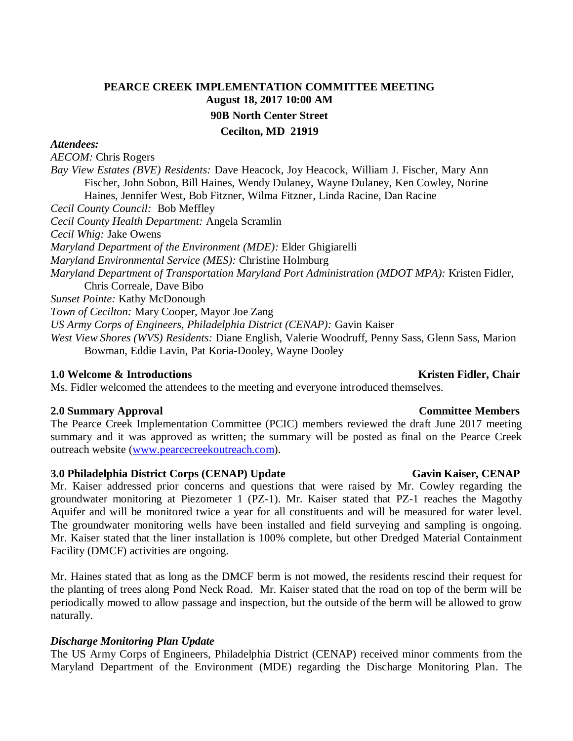# PEARCE CREEK IMPLEMENTATION COMMITTEE MEETING

**August 18, 2017 10:00 AM**

**90B North Center Street**

**Cecilton, MD 21919**

***Attendees:***

*AECOM:* Chris Rogers

*Bay View Estates (BVE) Residents:* Dave Heacock, Joy Heacock, William J. Fischer, Mary Ann Fischer, John Sobon, Bill Haines, Wendy Dulaney, Wayne Dulaney, Ken Cowley, Norine Haines, Jennifer West, Bob Fitzner, Wilma Fitzner, Linda Racine, Dan Racine

*Cecil County Council:* Bob Meffley

*Cecil County Health Department:* Angela Scramlin

*Cecil Whig:* Jake Owens

*Maryland Department of the Environment (MDE):* Elder Ghigiarelli

*Maryland Environmental Service (MES):* Christine Holmburg

*Maryland Department of Transportation Maryland Port Administration (MDOT MPA):* Kristen Fidler, Chris Correale, Dave Bibo

*Sunset Pointe:* Kathy McDonough

*Town of Cecilton:* Mary Cooper, Mayor Joe Zang

*US Army Corps of Engineers, Philadelphia District (CENAP):* Gavin Kaiser

*West View Shores (WVS) Residents:* Diane English, Valerie Woodruff, Penny Sass, Glenn Sass, Marion Bowman, Eddie Lavin, Pat Koria-Dooley, Wayne Dooley

## 1.0 Welcome & Introductions — Kristen Fidler, Chair

Ms. Fidler welcomed the attendees to the meeting and everyone introduced themselves.

## 2.0 Summary Approval — Committee Members

The Pearce Creek Implementation Committee (PCIC) members reviewed the draft June 2017 meeting summary and it was approved as written; the summary will be posted as final on the Pearce Creek outreach website (www.pearcecreekoutreach.com).

## 3.0 Philadelphia District Corps (CENAP) Update — Gavin Kaiser, CENAP

Mr. Kaiser addressed prior concerns and questions that were raised by Mr. Cowley regarding the groundwater monitoring at Piezometer 1 (PZ-1). Mr. Kaiser stated that PZ-1 reaches the Magothy Aquifer and will be monitored twice a year for all constituents and will be measured for water level. The groundwater monitoring wells have been installed and field surveying and sampling is ongoing. Mr. Kaiser stated that the liner installation is 100% complete, but other Dredged Material Containment Facility (DMCF) activities are ongoing.

Mr. Haines stated that as long as the DMCF berm is not mowed, the residents rescind their request for the planting of trees along Pond Neck Road. Mr. Kaiser stated that the road on top of the berm will be periodically mowed to allow passage and inspection, but the outside of the berm will be allowed to grow naturally.

### *Discharge Monitoring Plan Update*

The US Army Corps of Engineers, Philadelphia District (CENAP) received minor comments from the Maryland Department of the Environment (MDE) regarding the Discharge Monitoring Plan. The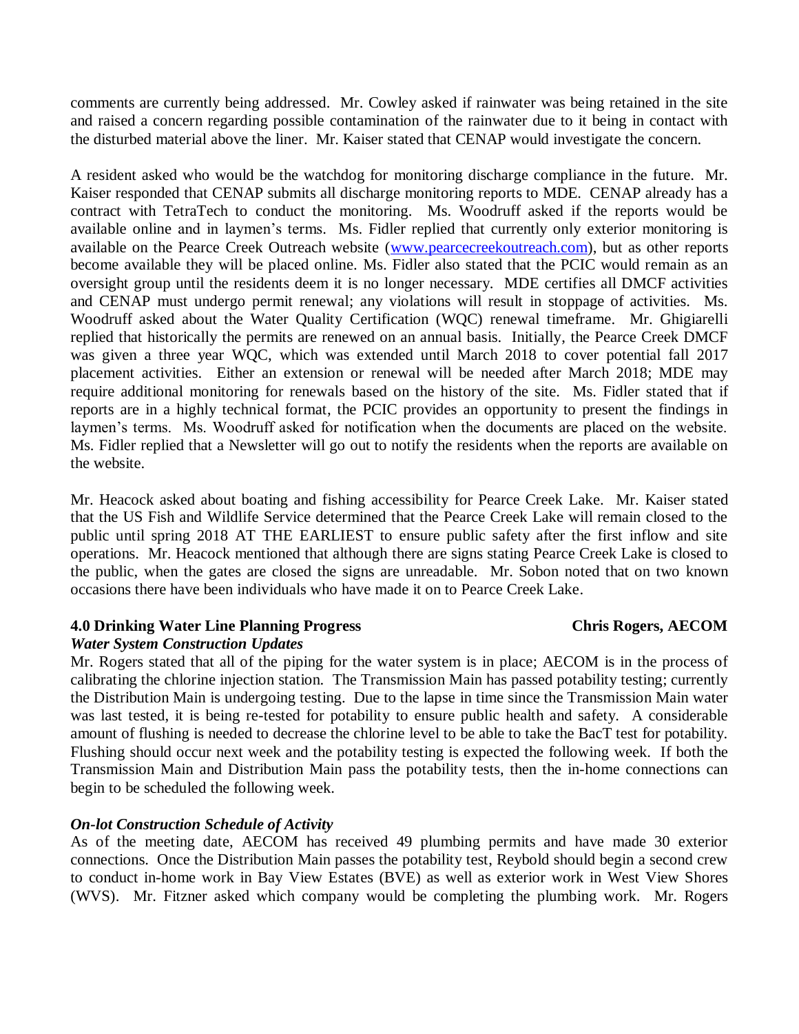comments are currently being addressed. Mr. Cowley asked if rainwater was being retained in the site and raised a concern regarding possible contamination of the rainwater due to it being in contact with the disturbed material above the liner. Mr. Kaiser stated that CENAP would investigate the concern.

A resident asked who would be the watchdog for monitoring discharge compliance in the future. Mr. Kaiser responded that CENAP submits all discharge monitoring reports to MDE. CENAP already has a contract with TetraTech to conduct the monitoring. Ms. Woodruff asked if the reports would be available online and in laymen's terms. Ms. Fidler replied that currently only exterior monitoring is available on the Pearce Creek Outreach website (www.pearcecreekoutreach.com), but as other reports become available they will be placed online. Ms. Fidler also stated that the PCIC would remain as an oversight group until the residents deem it is no longer necessary. MDE certifies all DMCF activities and CENAP must undergo permit renewal; any violations will result in stoppage of activities. Ms. Woodruff asked about the Water Quality Certification (WQC) renewal timeframe. Mr. Ghigiarelli replied that historically the permits are renewed on an annual basis. Initially, the Pearce Creek DMCF was given a three year WQC, which was extended until March 2018 to cover potential fall 2017 placement activities. Either an extension or renewal will be needed after March 2018; MDE may require additional monitoring for renewals based on the history of the site. Ms. Fidler stated that if reports are in a highly technical format, the PCIC provides an opportunity to present the findings in laymen's terms. Ms. Woodruff asked for notification when the documents are placed on the website. Ms. Fidler replied that a Newsletter will go out to notify the residents when the reports are available on the website.

Mr. Heacock asked about boating and fishing accessibility for Pearce Creek Lake. Mr. Kaiser stated that the US Fish and Wildlife Service determined that the Pearce Creek Lake will remain closed to the public until spring 2018 AT THE EARLIEST to ensure public safety after the first inflow and site operations. Mr. Heacock mentioned that although there are signs stating Pearce Creek Lake is closed to the public, when the gates are closed the signs are unreadable. Mr. Sobon noted that on two known occasions there have been individuals who have made it on to Pearce Creek Lake.

## 4.0 Drinking Water Line Planning Progress — Chris Rogers, AECOM

***Water System Construction Updates***

Mr. Rogers stated that all of the piping for the water system is in place; AECOM is in the process of calibrating the chlorine injection station. The Transmission Main has passed potability testing; currently the Distribution Main is undergoing testing. Due to the lapse in time since the Transmission Main water was last tested, it is being re-tested for potability to ensure public health and safety. A considerable amount of flushing is needed to decrease the chlorine level to be able to take the BacT test for potability. Flushing should occur next week and the potability testing is expected the following week. If both the Transmission Main and Distribution Main pass the potability tests, then the in-home connections can begin to be scheduled the following week.

***On-lot Construction Schedule of Activity***

As of the meeting date, AECOM has received 49 plumbing permits and have made 30 exterior connections. Once the Distribution Main passes the potability test, Reybold should begin a second crew to conduct in-home work in Bay View Estates (BVE) as well as exterior work in West View Shores (WVS). Mr. Fitzner asked which company would be completing the plumbing work. Mr. Rogers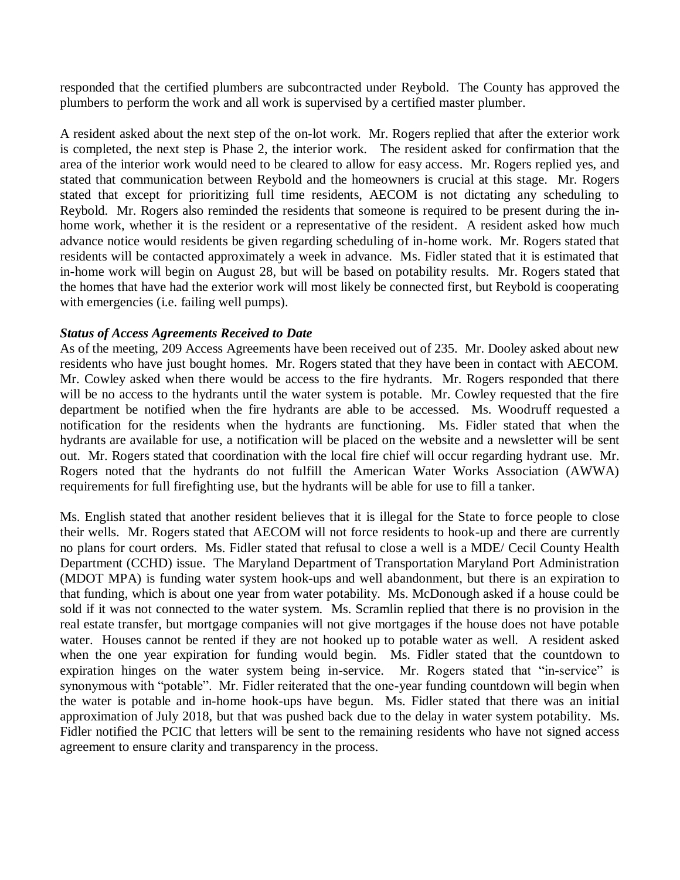responded that the certified plumbers are subcontracted under Reybold. The County has approved the plumbers to perform the work and all work is supervised by a certified master plumber.

A resident asked about the next step of the on-lot work. Mr. Rogers replied that after the exterior work is completed, the next step is Phase 2, the interior work. The resident asked for confirmation that the area of the interior work would need to be cleared to allow for easy access. Mr. Rogers replied yes, and stated that communication between Reybold and the homeowners is crucial at this stage. Mr. Rogers stated that except for prioritizing full time residents, AECOM is not dictating any scheduling to Reybold. Mr. Rogers also reminded the residents that someone is required to be present during the in-home work, whether it is the resident or a representative of the resident. A resident asked how much advance notice would residents be given regarding scheduling of in-home work. Mr. Rogers stated that residents will be contacted approximately a week in advance. Ms. Fidler stated that it is estimated that in-home work will begin on August 28, but will be based on potability results. Mr. Rogers stated that the homes that have had the exterior work will most likely be connected first, but Reybold is cooperating with emergencies (i.e. failing well pumps).

***Status of Access Agreements Received to Date***

As of the meeting, 209 Access Agreements have been received out of 235. Mr. Dooley asked about new residents who have just bought homes. Mr. Rogers stated that they have been in contact with AECOM. Mr. Cowley asked when there would be access to the fire hydrants. Mr. Rogers responded that there will be no access to the hydrants until the water system is potable. Mr. Cowley requested that the fire department be notified when the fire hydrants are able to be accessed. Ms. Woodruff requested a notification for the residents when the hydrants are functioning. Ms. Fidler stated that when the hydrants are available for use, a notification will be placed on the website and a newsletter will be sent out. Mr. Rogers stated that coordination with the local fire chief will occur regarding hydrant use. Mr. Rogers noted that the hydrants do not fulfill the American Water Works Association (AWWA) requirements for full firefighting use, but the hydrants will be able for use to fill a tanker.

Ms. English stated that another resident believes that it is illegal for the State to force people to close their wells. Mr. Rogers stated that AECOM will not force residents to hook-up and there are currently no plans for court orders. Ms. Fidler stated that refusal to close a well is a MDE/ Cecil County Health Department (CCHD) issue. The Maryland Department of Transportation Maryland Port Administration (MDOT MPA) is funding water system hook-ups and well abandonment, but there is an expiration to that funding, which is about one year from water potability. Ms. McDonough asked if a house could be sold if it was not connected to the water system. Ms. Scramlin replied that there is no provision in the real estate transfer, but mortgage companies will not give mortgages if the house does not have potable water. Houses cannot be rented if they are not hooked up to potable water as well. A resident asked when the one year expiration for funding would begin. Ms. Fidler stated that the countdown to expiration hinges on the water system being in-service. Mr. Rogers stated that "in-service" is synonymous with "potable". Mr. Fidler reiterated that the one-year funding countdown will begin when the water is potable and in-home hook-ups have begun. Ms. Fidler stated that there was an initial approximation of July 2018, but that was pushed back due to the delay in water system potability. Ms. Fidler notified the PCIC that letters will be sent to the remaining residents who have not signed access agreement to ensure clarity and transparency in the process.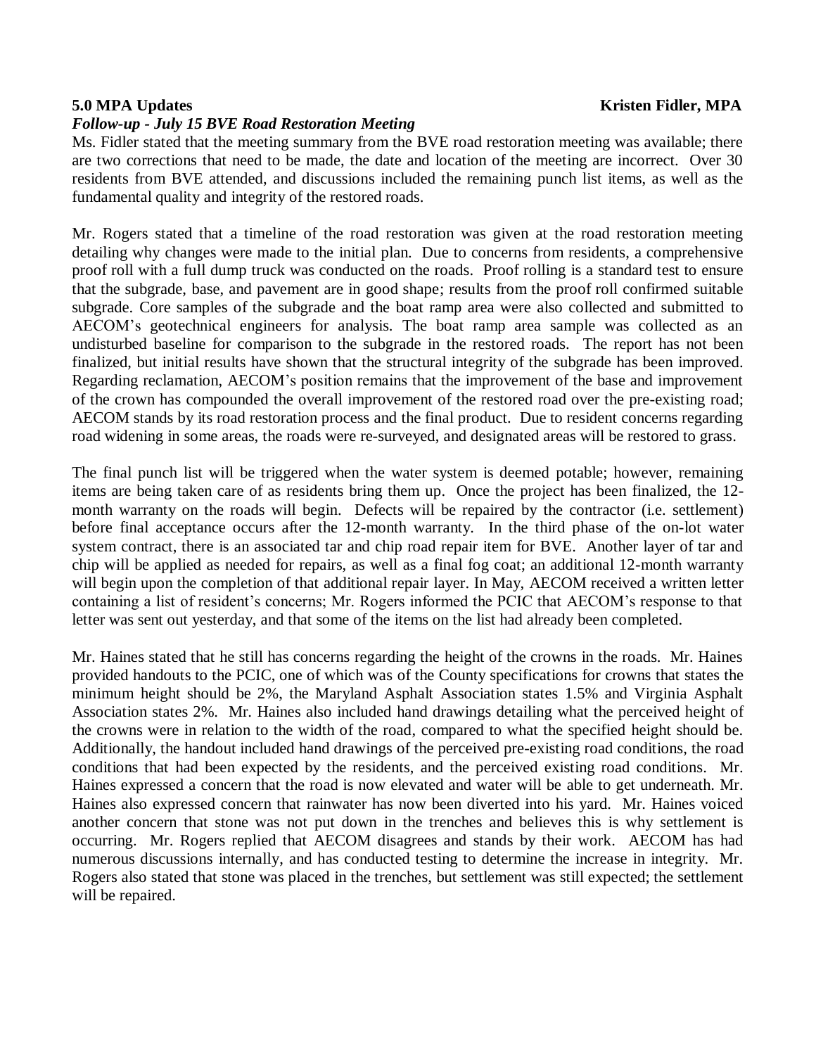**5.0 MPA Updates** **Kristen Fidler, MPA**

***Follow-up - July 15 BVE Road Restoration Meeting***

Ms. Fidler stated that the meeting summary from the BVE road restoration meeting was available; there are two corrections that need to be made, the date and location of the meeting are incorrect. Over 30 residents from BVE attended, and discussions included the remaining punch list items, as well as the fundamental quality and integrity of the restored roads.

Mr. Rogers stated that a timeline of the road restoration was given at the road restoration meeting detailing why changes were made to the initial plan. Due to concerns from residents, a comprehensive proof roll with a full dump truck was conducted on the roads. Proof rolling is a standard test to ensure that the subgrade, base, and pavement are in good shape; results from the proof roll confirmed suitable subgrade. Core samples of the subgrade and the boat ramp area were also collected and submitted to AECOM's geotechnical engineers for analysis. The boat ramp area sample was collected as an undisturbed baseline for comparison to the subgrade in the restored roads. The report has not been finalized, but initial results have shown that the structural integrity of the subgrade has been improved. Regarding reclamation, AECOM's position remains that the improvement of the base and improvement of the crown has compounded the overall improvement of the restored road over the pre-existing road; AECOM stands by its road restoration process and the final product. Due to resident concerns regarding road widening in some areas, the roads were re-surveyed, and designated areas will be restored to grass.

The final punch list will be triggered when the water system is deemed potable; however, remaining items are being taken care of as residents bring them up. Once the project has been finalized, the 12-month warranty on the roads will begin. Defects will be repaired by the contractor (i.e. settlement) before final acceptance occurs after the 12-month warranty. In the third phase of the on-lot water system contract, there is an associated tar and chip road repair item for BVE. Another layer of tar and chip will be applied as needed for repairs, as well as a final fog coat; an additional 12-month warranty will begin upon the completion of that additional repair layer. In May, AECOM received a written letter containing a list of resident's concerns; Mr. Rogers informed the PCIC that AECOM's response to that letter was sent out yesterday, and that some of the items on the list had already been completed.

Mr. Haines stated that he still has concerns regarding the height of the crowns in the roads. Mr. Haines provided handouts to the PCIC, one of which was of the County specifications for crowns that states the minimum height should be 2%, the Maryland Asphalt Association states 1.5% and Virginia Asphalt Association states 2%. Mr. Haines also included hand drawings detailing what the perceived height of the crowns were in relation to the width of the road, compared to what the specified height should be. Additionally, the handout included hand drawings of the perceived pre-existing road conditions, the road conditions that had been expected by the residents, and the perceived existing road conditions. Mr. Haines expressed a concern that the road is now elevated and water will be able to get underneath. Mr. Haines also expressed concern that rainwater has now been diverted into his yard. Mr. Haines voiced another concern that stone was not put down in the trenches and believes this is why settlement is occurring. Mr. Rogers replied that AECOM disagrees and stands by their work. AECOM has had numerous discussions internally, and has conducted testing to determine the increase in integrity. Mr. Rogers also stated that stone was placed in the trenches, but settlement was still expected; the settlement will be repaired.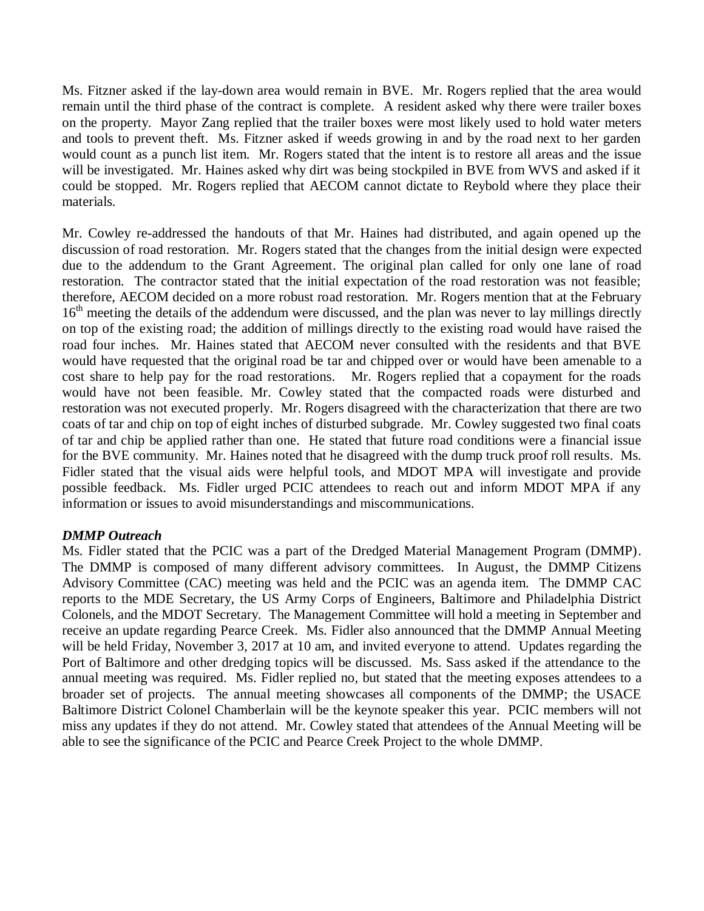Ms. Fitzner asked if the lay-down area would remain in BVE. Mr. Rogers replied that the area would remain until the third phase of the contract is complete. A resident asked why there were trailer boxes on the property. Mayor Zang replied that the trailer boxes were most likely used to hold water meters and tools to prevent theft. Ms. Fitzner asked if weeds growing in and by the road next to her garden would count as a punch list item. Mr. Rogers stated that the intent is to restore all areas and the issue will be investigated. Mr. Haines asked why dirt was being stockpiled in BVE from WVS and asked if it could be stopped. Mr. Rogers replied that AECOM cannot dictate to Reybold where they place their materials.

Mr. Cowley re-addressed the handouts of that Mr. Haines had distributed, and again opened up the discussion of road restoration. Mr. Rogers stated that the changes from the initial design were expected due to the addendum to the Grant Agreement. The original plan called for only one lane of road restoration. The contractor stated that the initial expectation of the road restoration was not feasible; therefore, AECOM decided on a more robust road restoration. Mr. Rogers mention that at the February 16th meeting the details of the addendum were discussed, and the plan was never to lay millings directly on top of the existing road; the addition of millings directly to the existing road would have raised the road four inches. Mr. Haines stated that AECOM never consulted with the residents and that BVE would have requested that the original road be tar and chipped over or would have been amenable to a cost share to help pay for the road restorations. Mr. Rogers replied that a copayment for the roads would have not been feasible. Mr. Cowley stated that the compacted roads were disturbed and restoration was not executed properly. Mr. Rogers disagreed with the characterization that there are two coats of tar and chip on top of eight inches of disturbed subgrade. Mr. Cowley suggested two final coats of tar and chip be applied rather than one. He stated that future road conditions were a financial issue for the BVE community. Mr. Haines noted that he disagreed with the dump truck proof roll results. Ms. Fidler stated that the visual aids were helpful tools, and MDOT MPA will investigate and provide possible feedback. Ms. Fidler urged PCIC attendees to reach out and inform MDOT MPA if any information or issues to avoid misunderstandings and miscommunications.

***DMMP Outreach***

Ms. Fidler stated that the PCIC was a part of the Dredged Material Management Program (DMMP). The DMMP is composed of many different advisory committees. In August, the DMMP Citizens Advisory Committee (CAC) meeting was held and the PCIC was an agenda item. The DMMP CAC reports to the MDE Secretary, the US Army Corps of Engineers, Baltimore and Philadelphia District Colonels, and the MDOT Secretary. The Management Committee will hold a meeting in September and receive an update regarding Pearce Creek. Ms. Fidler also announced that the DMMP Annual Meeting will be held Friday, November 3, 2017 at 10 am, and invited everyone to attend. Updates regarding the Port of Baltimore and other dredging topics will be discussed. Ms. Sass asked if the attendance to the annual meeting was required. Ms. Fidler replied no, but stated that the meeting exposes attendees to a broader set of projects. The annual meeting showcases all components of the DMMP; the USACE Baltimore District Colonel Chamberlain will be the keynote speaker this year. PCIC members will not miss any updates if they do not attend. Mr. Cowley stated that attendees of the Annual Meeting will be able to see the significance of the PCIC and Pearce Creek Project to the whole DMMP.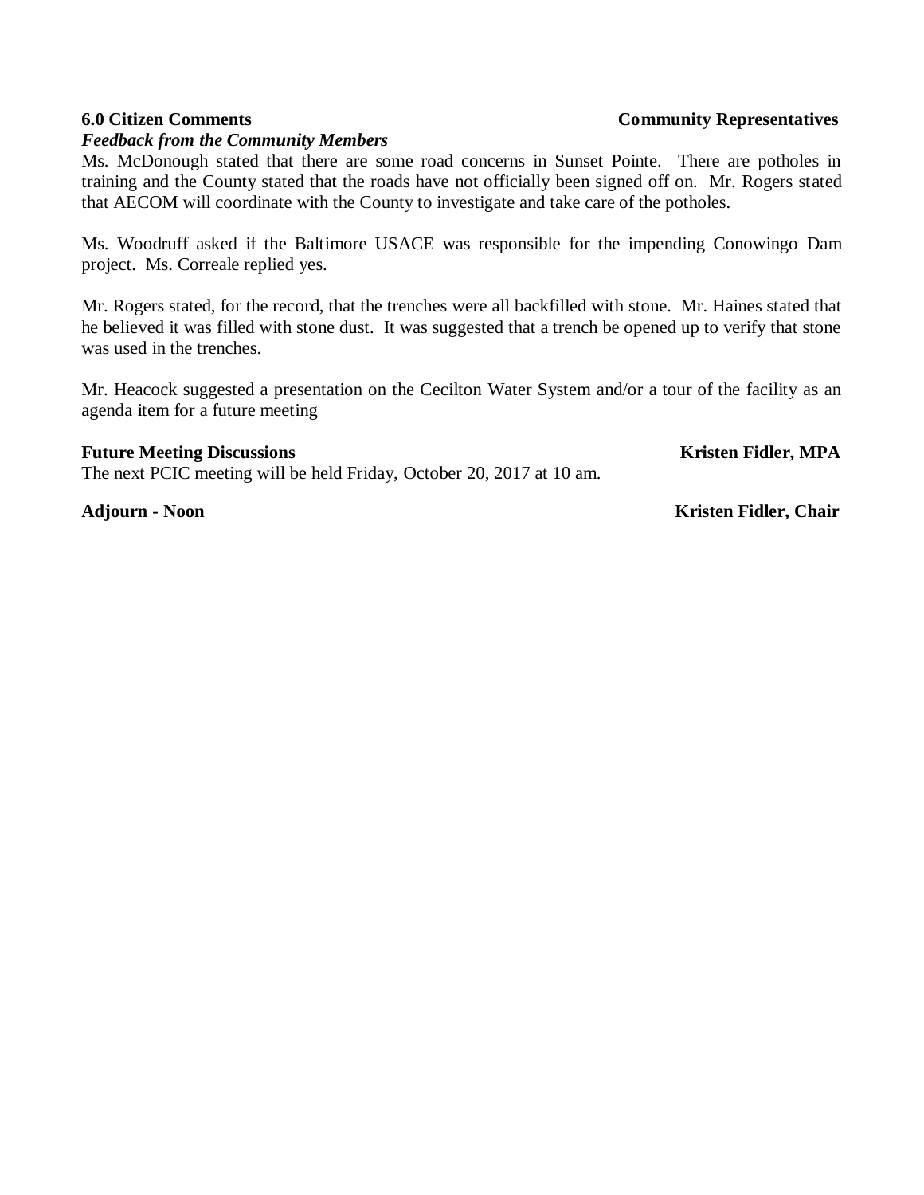**6.0 Citizen Comments** **Community Representatives**

***Feedback from the Community Members***

Ms. McDonough stated that there are some road concerns in Sunset Pointe. There are potholes in training and the County stated that the roads have not officially been signed off on. Mr. Rogers stated that AECOM will coordinate with the County to investigate and take care of the potholes.

Ms. Woodruff asked if the Baltimore USACE was responsible for the impending Conowingo Dam project. Ms. Correale replied yes.

Mr. Rogers stated, for the record, that the trenches were all backfilled with stone. Mr. Haines stated that he believed it was filled with stone dust. It was suggested that a trench be opened up to verify that stone was used in the trenches.

Mr. Heacock suggested a presentation on the Cecilton Water System and/or a tour of the facility as an agenda item for a future meeting

**Future Meeting Discussions** **Kristen Fidler, MPA**

The next PCIC meeting will be held Friday, October 20, 2017 at 10 am.

**Adjourn - Noon** **Kristen Fidler, Chair**